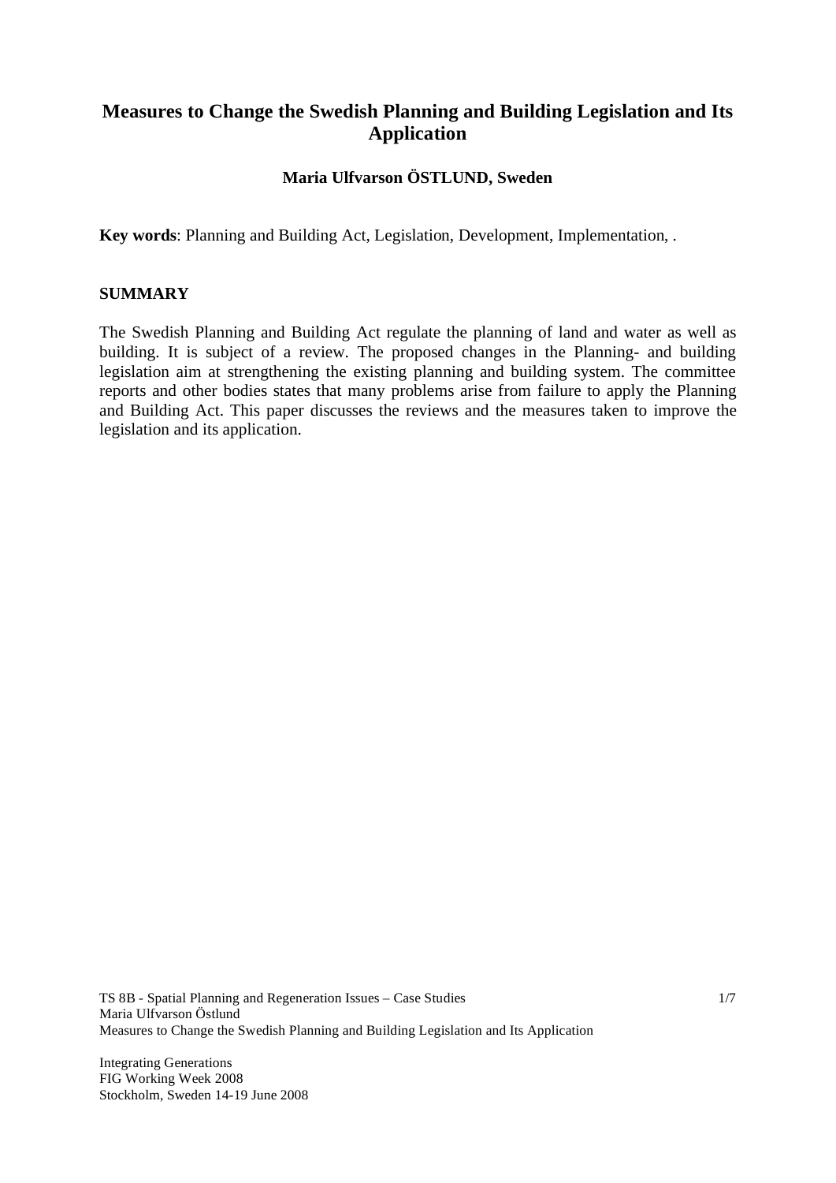# Measures to Change the Swedish Planning and Building Legislation and Its Application

**Maria Ulfvarson ÖSTLUND, Sweden**

**Key words**: Planning and Building Act, Legislation, Development, Implementation, .

## SUMMARY

The Swedish Planning and Building Act regulate the planning of land and water as well as building. It is subject of a review. The proposed changes in the Planning- and building legislation aim at strengthening the existing planning and building system. The committee reports and other bodies states that many problems arise from failure to apply the Planning and Building Act. This paper discusses the reviews and the measures taken to improve the legislation and its application.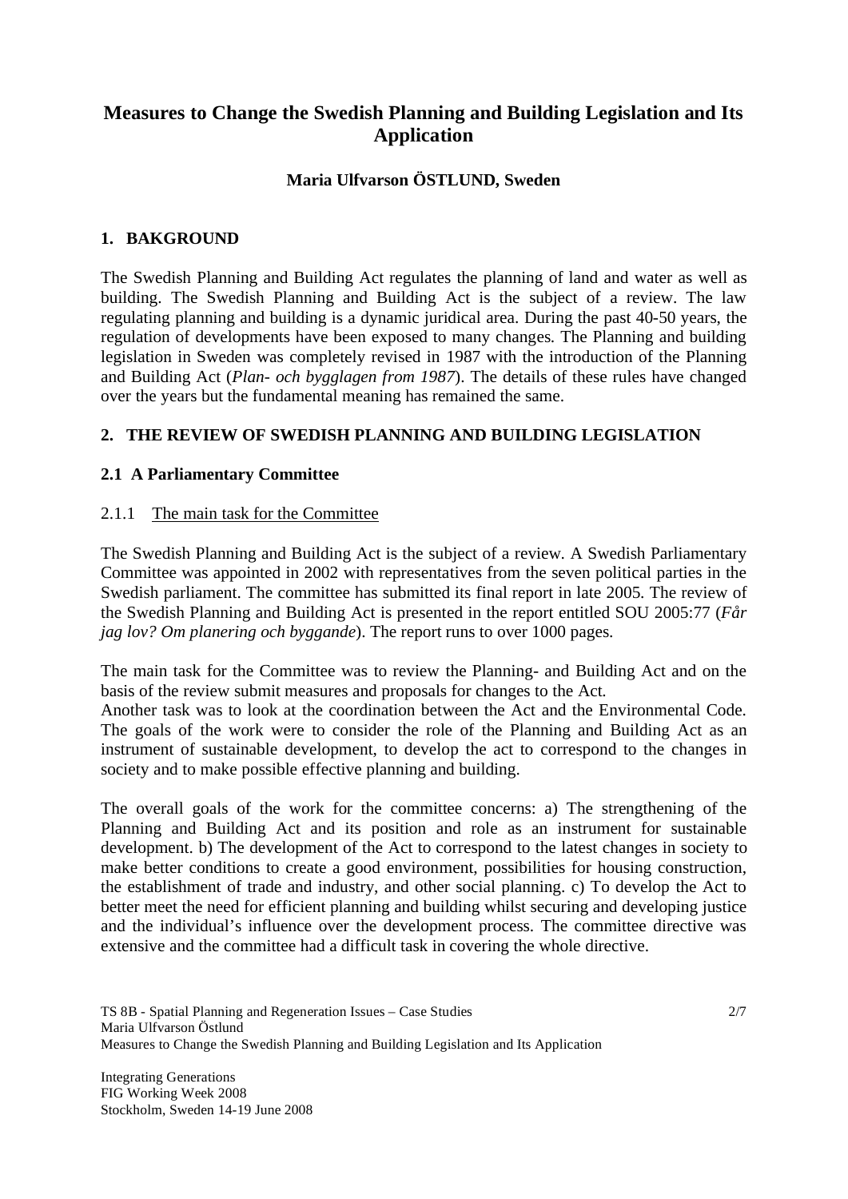# Measures to Change the Swedish Planning and Building Legislation and Its Application

**Maria Ulfvarson ÖSTLUND, Sweden**

## 1. BAKGROUND

The Swedish Planning and Building Act regulates the planning of land and water as well as building. The Swedish Planning and Building Act is the subject of a review. The law regulating planning and building is a dynamic juridical area. During the past 40-50 years, the regulation of developments have been exposed to many changes. The Planning and building legislation in Sweden was completely revised in 1987 with the introduction of the Planning and Building Act (*Plan- och bygglagen from 1987*). The details of these rules have changed over the years but the fundamental meaning has remained the same.

## 2. THE REVIEW OF SWEDISH PLANNING AND BUILDING LEGISLATION

### 2.1 A Parliamentary Committee

#### 2.1.1 The main task for the Committee

The Swedish Planning and Building Act is the subject of a review. A Swedish Parliamentary Committee was appointed in 2002 with representatives from the seven political parties in the Swedish parliament. The committee has submitted its final report in late 2005. The review of the Swedish Planning and Building Act is presented in the report entitled SOU 2005:77 (*Får jag lov? Om planering och byggande*). The report runs to over 1000 pages.

The main task for the Committee was to review the Planning- and Building Act and on the basis of the review submit measures and proposals for changes to the Act.
Another task was to look at the coordination between the Act and the Environmental Code. The goals of the work were to consider the role of the Planning and Building Act as an instrument of sustainable development, to develop the act to correspond to the changes in society and to make possible effective planning and building.

The overall goals of the work for the committee concerns: a) The strengthening of the Planning and Building Act and its position and role as an instrument for sustainable development. b) The development of the Act to correspond to the latest changes in society to make better conditions to create a good environment, possibilities for housing construction, the establishment of trade and industry, and other social planning. c) To develop the Act to better meet the need for efficient planning and building whilst securing and developing justice and the individual's influence over the development process. The committee directive was extensive and the committee had a difficult task in covering the whole directive.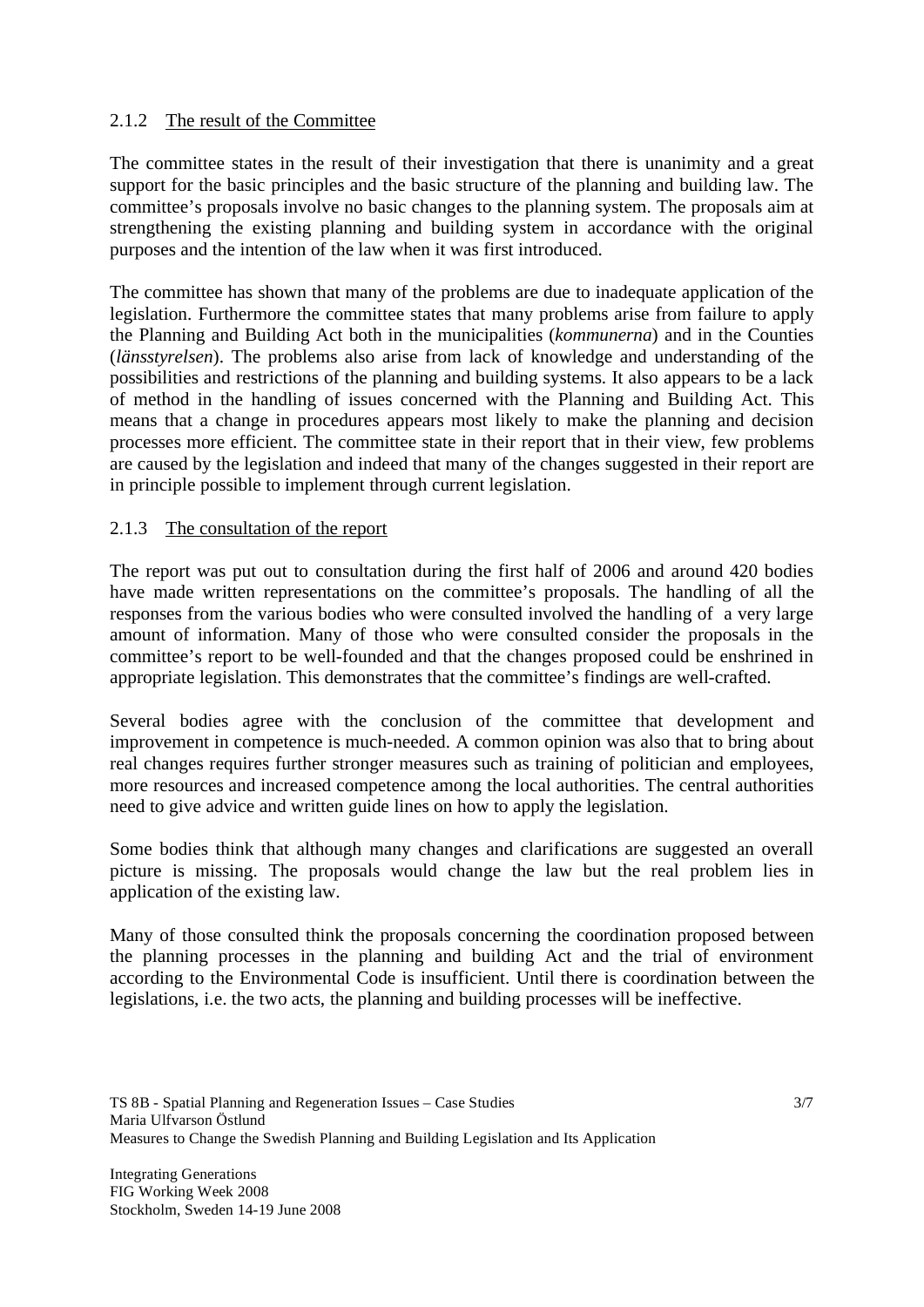### 2.1.2 The result of the Committee

The committee states in the result of their investigation that there is unanimity and a great support for the basic principles and the basic structure of the planning and building law. The committee's proposals involve no basic changes to the planning system. The proposals aim at strengthening the existing planning and building system in accordance with the original purposes and the intention of the law when it was first introduced.

The committee has shown that many of the problems are due to inadequate application of the legislation. Furthermore the committee states that many problems arise from failure to apply the Planning and Building Act both in the municipalities (*kommunerna*) and in the Counties (*länsstyrelsen*). The problems also arise from lack of knowledge and understanding of the possibilities and restrictions of the planning and building systems. It also appears to be a lack of method in the handling of issues concerned with the Planning and Building Act. This means that a change in procedures appears most likely to make the planning and decision processes more efficient. The committee state in their report that in their view, few problems are caused by the legislation and indeed that many of the changes suggested in their report are in principle possible to implement through current legislation.

### 2.1.3 The consultation of the report

The report was put out to consultation during the first half of 2006 and around 420 bodies have made written representations on the committee's proposals. The handling of all the responses from the various bodies who were consulted involved the handling of a very large amount of information. Many of those who were consulted consider the proposals in the committee's report to be well-founded and that the changes proposed could be enshrined in appropriate legislation. This demonstrates that the committee's findings are well-crafted.

Several bodies agree with the conclusion of the committee that development and improvement in competence is much-needed. A common opinion was also that to bring about real changes requires further stronger measures such as training of politician and employees, more resources and increased competence among the local authorities. The central authorities need to give advice and written guide lines on how to apply the legislation.

Some bodies think that although many changes and clarifications are suggested an overall picture is missing. The proposals would change the law but the real problem lies in application of the existing law.

Many of those consulted think the proposals concerning the coordination proposed between the planning processes in the planning and building Act and the trial of environment according to the Environmental Code is insufficient. Until there is coordination between the legislations, i.e. the two acts, the planning and building processes will be ineffective.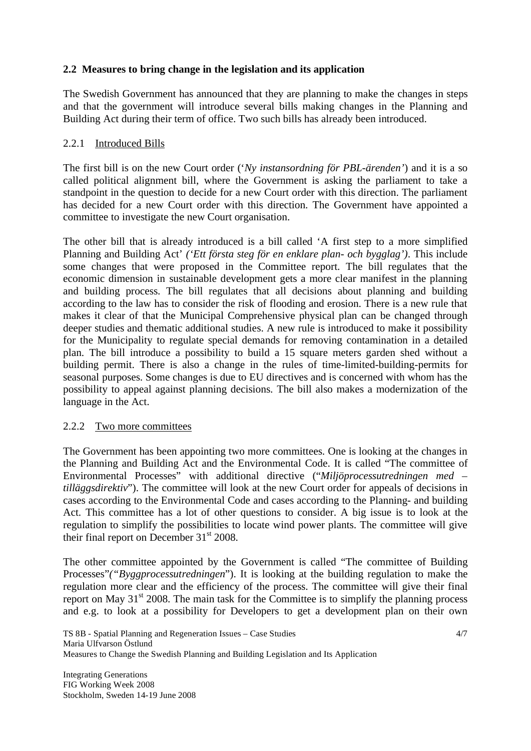### 2.2 Measures to bring change in the legislation and its application

The Swedish Government has announced that they are planning to make the changes in steps and that the government will introduce several bills making changes in the Planning and Building Act during their term of office. Two such bills has already been introduced.

#### 2.2.1 Introduced Bills

The first bill is on the new Court order ('*Ny instansordning för PBL-ärenden'*) and it is a so called political alignment bill, where the Government is asking the parliament to take a standpoint in the question to decide for a new Court order with this direction. The parliament has decided for a new Court order with this direction. The Government have appointed a committee to investigate the new Court organisation.

The other bill that is already introduced is a bill called 'A first step to a more simplified Planning and Building Act' *('Ett första steg för en enklare plan- och bygglag')*. This include some changes that were proposed in the Committee report. The bill regulates that the economic dimension in sustainable development gets a more clear manifest in the planning and building process. The bill regulates that all decisions about planning and building according to the law has to consider the risk of flooding and erosion. There is a new rule that makes it clear of that the Municipal Comprehensive physical plan can be changed through deeper studies and thematic additional studies. A new rule is introduced to make it possibility for the Municipality to regulate special demands for removing contamination in a detailed plan. The bill introduce a possibility to build a 15 square meters garden shed without a building permit. There is also a change in the rules of time-limited-building-permits for seasonal purposes. Some changes is due to EU directives and is concerned with whom has the possibility to appeal against planning decisions. The bill also makes a modernization of the language in the Act.

#### 2.2.2 Two more committees

The Government has been appointing two more committees. One is looking at the changes in the Planning and Building Act and the Environmental Code. It is called "The committee of Environmental Processes" with additional directive ("*Miljöprocessutredningen med – tilläggsdirektiv*"). The committee will look at the new Court order for appeals of decisions in cases according to the Environmental Code and cases according to the Planning- and building Act. This committee has a lot of other questions to consider. A big issue is to look at the regulation to simplify the possibilities to locate wind power plants. The committee will give their final report on December 31st 2008.

The other committee appointed by the Government is called "The committee of Building Processes"*("Byggprocessutredningen*"). It is looking at the building regulation to make the regulation more clear and the efficiency of the process. The committee will give their final report on May 31st 2008. The main task for the Committee is to simplify the planning process and e.g. to look at a possibility for Developers to get a development plan on their own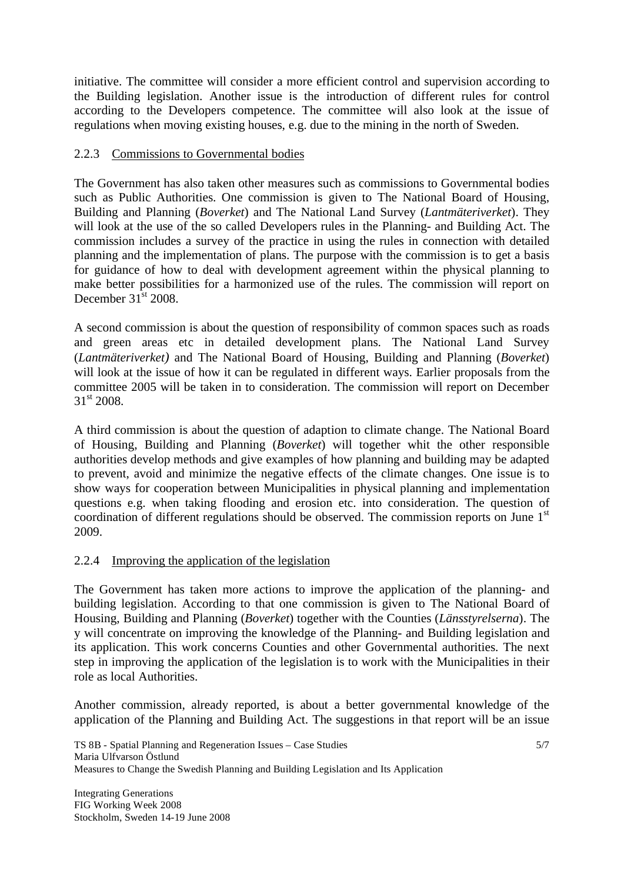initiative. The committee will consider a more efficient control and supervision according to the Building legislation. Another issue is the introduction of different rules for control according to the Developers competence. The committee will also look at the issue of regulations when moving existing houses, e.g. due to the mining in the north of Sweden.

### 2.2.3 Commissions to Governmental bodies

The Government has also taken other measures such as commissions to Governmental bodies such as Public Authorities. One commission is given to The National Board of Housing, Building and Planning (*Boverket*) and The National Land Survey (*Lantmäteriverket*). They will look at the use of the so called Developers rules in the Planning- and Building Act. The commission includes a survey of the practice in using the rules in connection with detailed planning and the implementation of plans. The purpose with the commission is to get a basis for guidance of how to deal with development agreement within the physical planning to make better possibilities for a harmonized use of the rules. The commission will report on December 31st 2008.

A second commission is about the question of responsibility of common spaces such as roads and green areas etc in detailed development plans. The National Land Survey (*Lantmäteriverket)* and The National Board of Housing, Building and Planning (*Boverket*) will look at the issue of how it can be regulated in different ways. Earlier proposals from the committee 2005 will be taken in to consideration. The commission will report on December 31st 2008.

A third commission is about the question of adaption to climate change. The National Board of Housing, Building and Planning (*Boverket*) will together whit the other responsible authorities develop methods and give examples of how planning and building may be adapted to prevent, avoid and minimize the negative effects of the climate changes. One issue is to show ways for cooperation between Municipalities in physical planning and implementation questions e.g. when taking flooding and erosion etc. into consideration. The question of coordination of different regulations should be observed. The commission reports on June 1st 2009.

### 2.2.4 Improving the application of the legislation

The Government has taken more actions to improve the application of the planning- and building legislation. According to that one commission is given to The National Board of Housing, Building and Planning (*Boverket*) together with the Counties (*Länsstyrelserna*). The y will concentrate on improving the knowledge of the Planning- and Building legislation and its application. This work concerns Counties and other Governmental authorities. The next step in improving the application of the legislation is to work with the Municipalities in their role as local Authorities.

Another commission, already reported, is about a better governmental knowledge of the application of the Planning and Building Act. The suggestions in that report will be an issue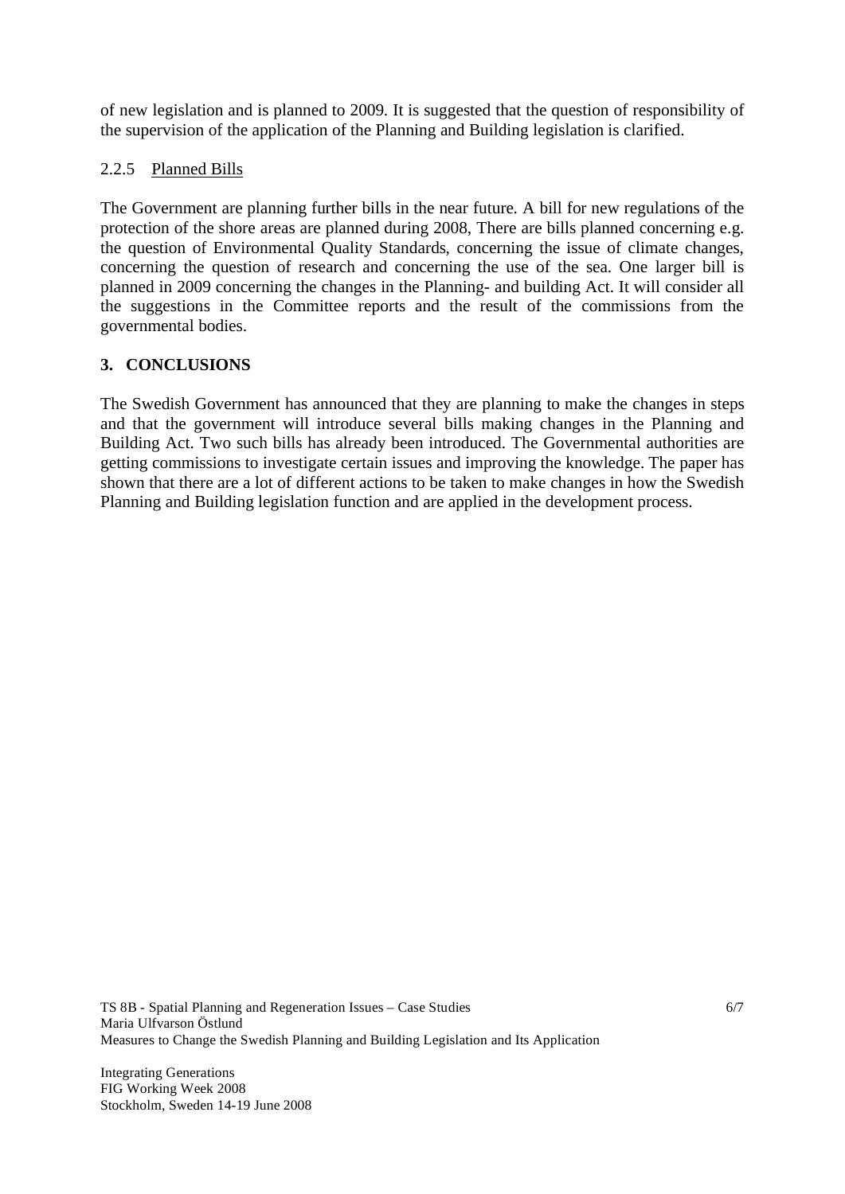of new legislation and is planned to 2009. It is suggested that the question of responsibility of the supervision of the application of the Planning and Building legislation is clarified.

### 2.2.5 Planned Bills

The Government are planning further bills in the near future. A bill for new regulations of the protection of the shore areas are planned during 2008, There are bills planned concerning e.g. the question of Environmental Quality Standards, concerning the issue of climate changes, concerning the question of research and concerning the use of the sea. One larger bill is planned in 2009 concerning the changes in the Planning- and building Act. It will consider all the suggestions in the Committee reports and the result of the commissions from the governmental bodies.

## 3. CONCLUSIONS

The Swedish Government has announced that they are planning to make the changes in steps and that the government will introduce several bills making changes in the Planning and Building Act. Two such bills has already been introduced. The Governmental authorities are getting commissions to investigate certain issues and improving the knowledge. The paper has shown that there are a lot of different actions to be taken to make changes in how the Swedish Planning and Building legislation function and are applied in the development process.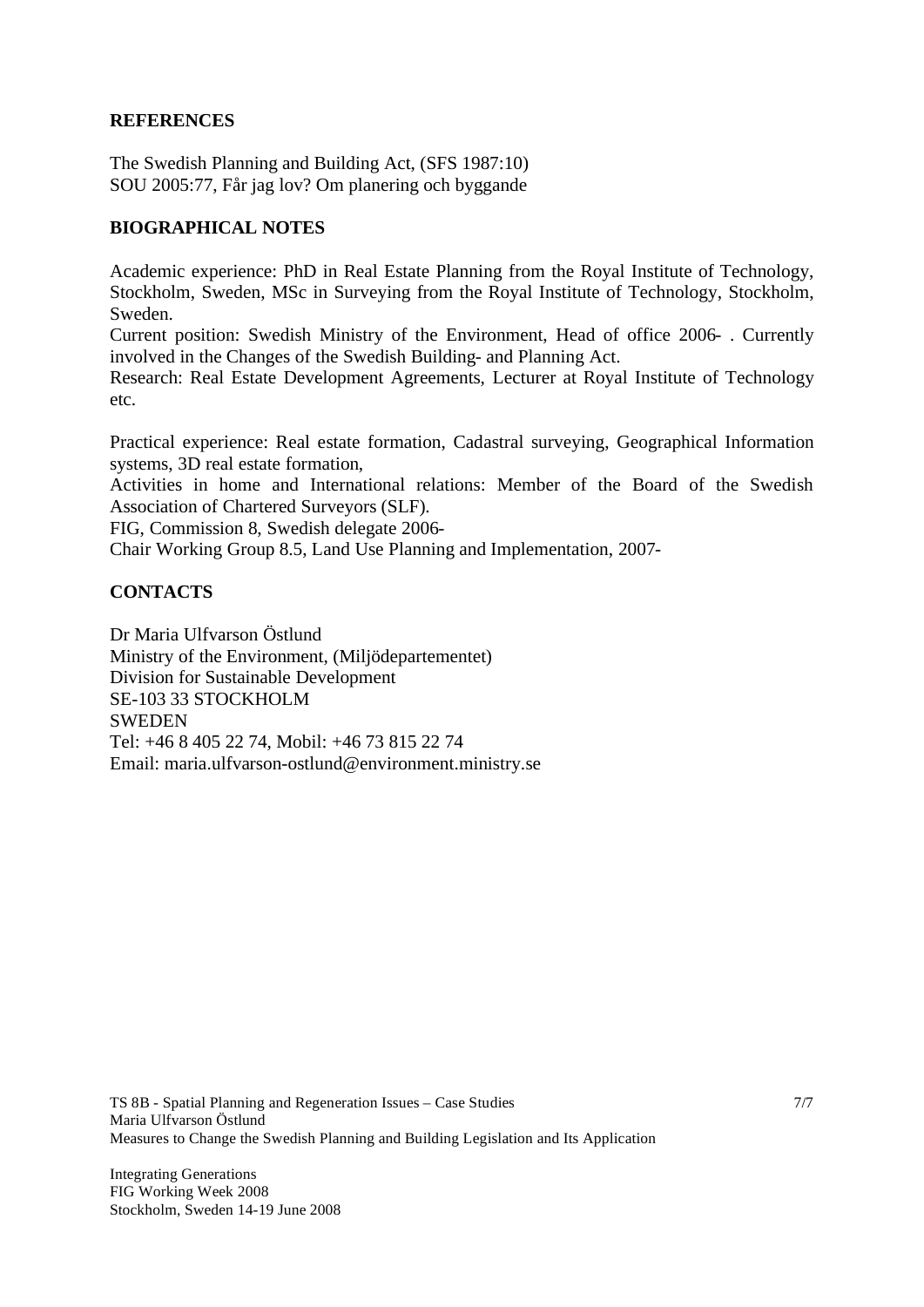## REFERENCES

The Swedish Planning and Building Act, (SFS 1987:10)
SOU 2005:77, Får jag lov? Om planering och byggande

## BIOGRAPHICAL NOTES

Academic experience: PhD in Real Estate Planning from the Royal Institute of Technology, Stockholm, Sweden, MSc in Surveying from the Royal Institute of Technology, Stockholm, Sweden.
Current position: Swedish Ministry of the Environment, Head of office 2006- . Currently involved in the Changes of the Swedish Building- and Planning Act.
Research: Real Estate Development Agreements, Lecturer at Royal Institute of Technology etc.

Practical experience: Real estate formation, Cadastral surveying, Geographical Information systems, 3D real estate formation,
Activities in home and International relations: Member of the Board of the Swedish Association of Chartered Surveyors (SLF).
FIG, Commission 8, Swedish delegate 2006-
Chair Working Group 8.5, Land Use Planning and Implementation, 2007-

## CONTACTS

Dr Maria Ulfvarson Östlund
Ministry of the Environment, (Miljödepartementet)
Division for Sustainable Development
SE-103 33 STOCKHOLM
SWEDEN
Tel: +46 8 405 22 74, Mobil: +46 73 815 22 74
Email: maria.ulfvarson-ostlund@environment.ministry.se